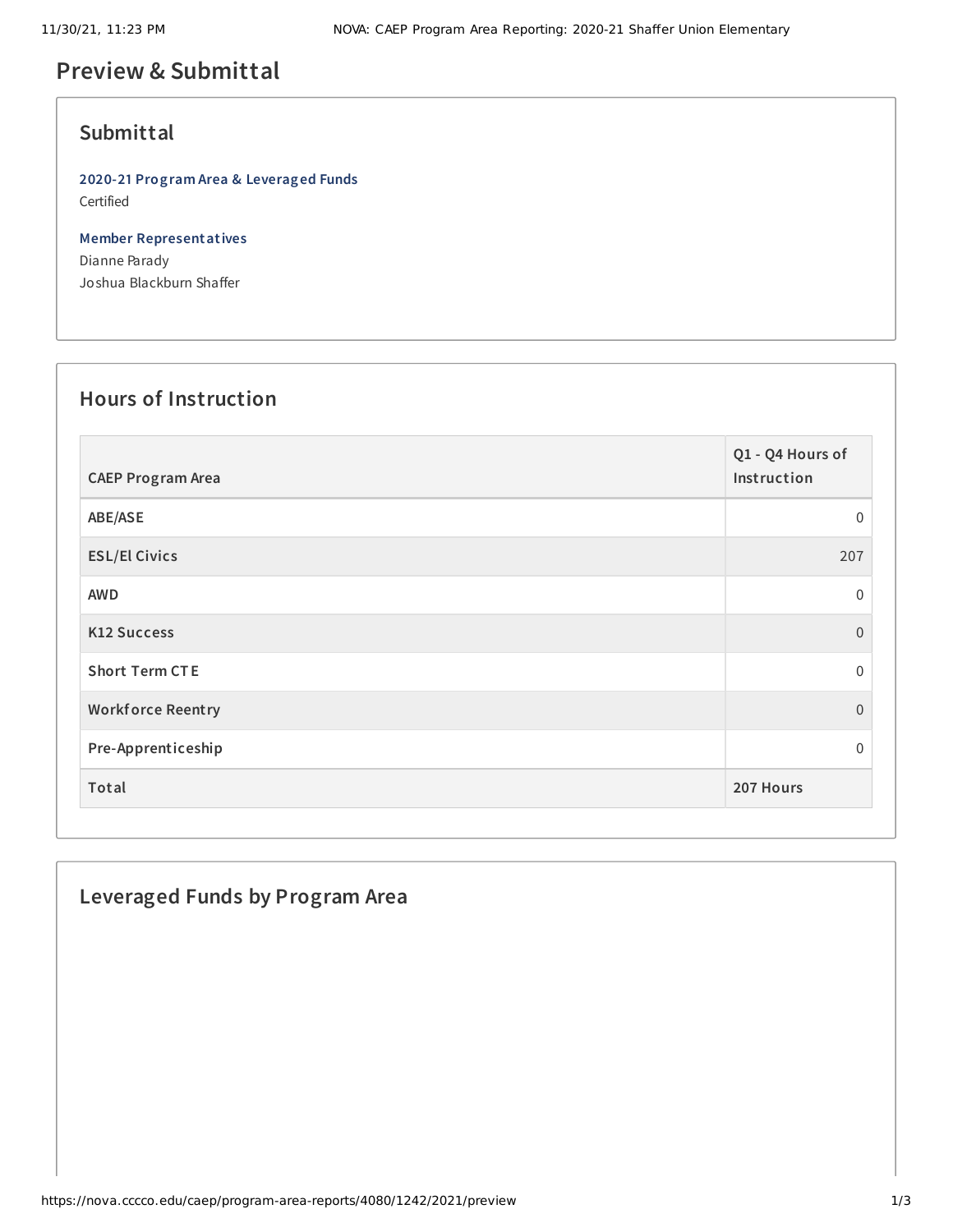# Preview & Submittal

## Submittal

**2020-21 Program Area & Leveraged Funds**
Certified

**Member Representatives**
Dianne Parady
Joshua Blackburn Shaffer

## Hours of Instruction

| CAEP Program Area | Q1 - Q4 Hours of Instruction |
|---|---|
| ABE/ASE | 0 |
| ESL/El Civics | 207 |
| AWD | 0 |
| K12 Success | 0 |
| Short Term CTE | 0 |
| Workforce Reentry | 0 |
| Pre-Apprenticeship | 0 |
| Total | 207 Hours |

## Leveraged Funds by Program Area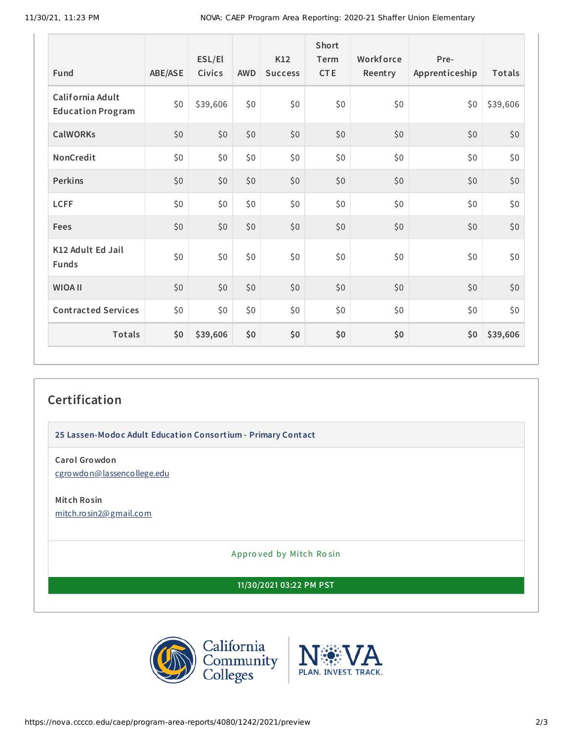| Fund | ABE/ASE | ESL/El Civics | AWD | K12 Success | Short Term CTE | Workforce Reentry | Pre-Apprenticeship | Totals |
|---|---|---|---|---|---|---|---|---|
| California Adult Education Program | $0 | $39,606 | $0 | $0 | $0 | $0 | $0 | $39,606 |
| CalWORKs | $0 | $0 | $0 | $0 | $0 | $0 | $0 | $0 |
| NonCredit | $0 | $0 | $0 | $0 | $0 | $0 | $0 | $0 |
| Perkins | $0 | $0 | $0 | $0 | $0 | $0 | $0 | $0 |
| LCFF | $0 | $0 | $0 | $0 | $0 | $0 | $0 | $0 |
| Fees | $0 | $0 | $0 | $0 | $0 | $0 | $0 | $0 |
| K12 Adult Ed Jail Funds | $0 | $0 | $0 | $0 | $0 | $0 | $0 | $0 |
| WIOA II | $0 | $0 | $0 | $0 | $0 | $0 | $0 | $0 |
| Contracted Services | $0 | $0 | $0 | $0 | $0 | $0 | $0 | $0 |
| **Totals** | **$0** | **$39,606** | **$0** | **$0** | **$0** | **$0** | **$0** | **$39,606** |

## Certification

**25 Lassen-Modoc Adult Education Consortium - Primary Contact**

**Carol Growdon**
cgrowdon@lassencollege.edu

**Mitch Rosin**
mitch.rosin2@gmail.com

Approved by Mitch Rosin

**11/30/2021 03:22 PM PST**

California Community Colleges | NOVA PLAN. INVEST. TRACK.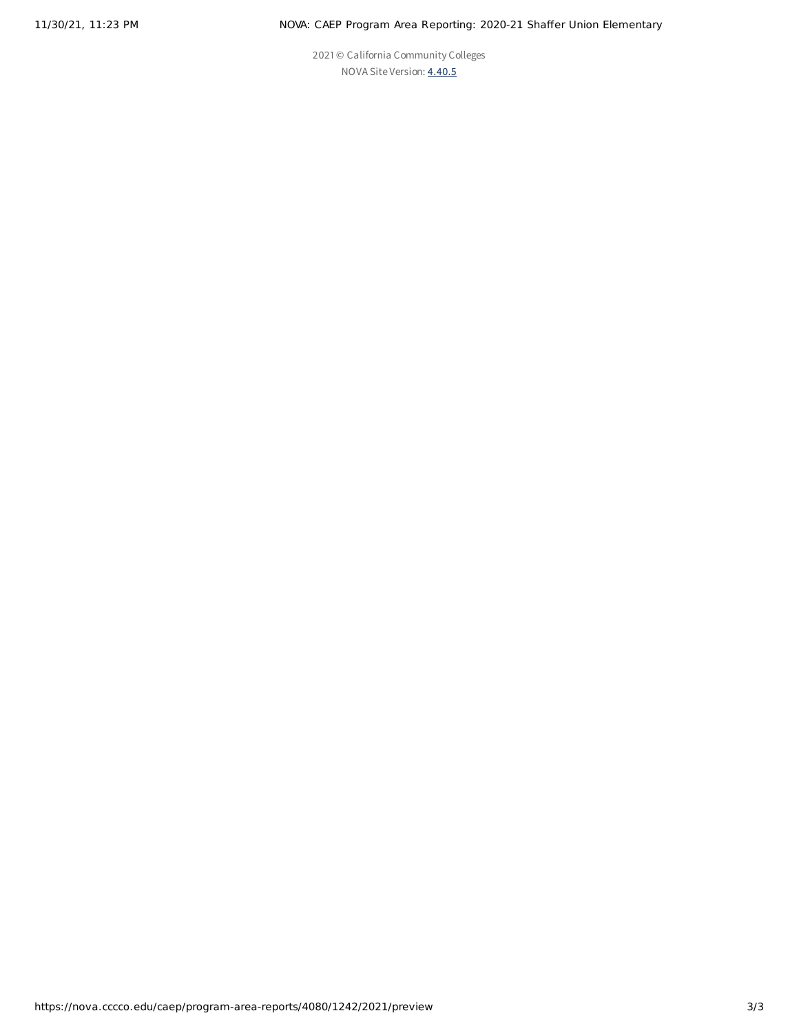2021 © California Community Colleges

NOVA Site Version: 4.40.5